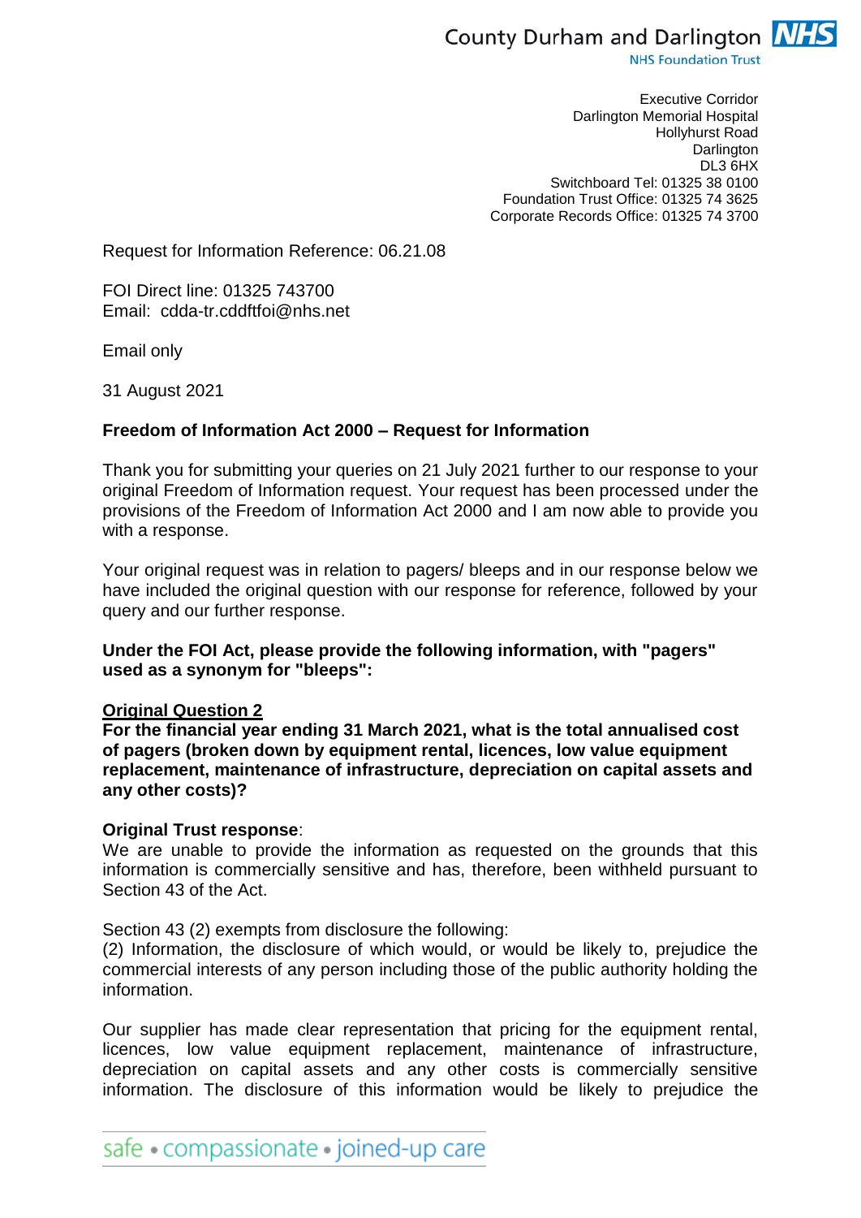County Durham and Darlington NHS
NHS Foundation Trust

Executive Corridor
Darlington Memorial Hospital
Hollyhurst Road
Darlington
DL3 6HX
Switchboard Tel: 01325 38 0100
Foundation Trust Office: 01325 74 3625
Corporate Records Office: 01325 74 3700

Request for Information Reference: 06.21.08

FOI Direct line: 01325 743700
Email: cdda-tr.cddftfoi@nhs.net

Email only

31 August 2021

**Freedom of Information Act 2000 – Request for Information**

Thank you for submitting your queries on 21 July 2021 further to our response to your original Freedom of Information request. Your request has been processed under the provisions of the Freedom of Information Act 2000 and I am now able to provide you with a response.

Your original request was in relation to pagers/ bleeps and in our response below we have included the original question with our response for reference, followed by your query and our further response.

**Under the FOI Act, please provide the following information, with "pagers" used as a synonym for "bleeps":**

**Original Question 2**
**For the financial year ending 31 March 2021, what is the total annualised cost of pagers (broken down by equipment rental, licences, low value equipment replacement, maintenance of infrastructure, depreciation on capital assets and any other costs)?**

**Original Trust response**:
We are unable to provide the information as requested on the grounds that this information is commercially sensitive and has, therefore, been withheld pursuant to Section 43 of the Act.

Section 43 (2) exempts from disclosure the following:
(2) Information, the disclosure of which would, or would be likely to, prejudice the commercial interests of any person including those of the public authority holding the information.

Our supplier has made clear representation that pricing for the equipment rental, licences, low value equipment replacement, maintenance of infrastructure, depreciation on capital assets and any other costs is commercially sensitive information. The disclosure of this information would be likely to prejudice the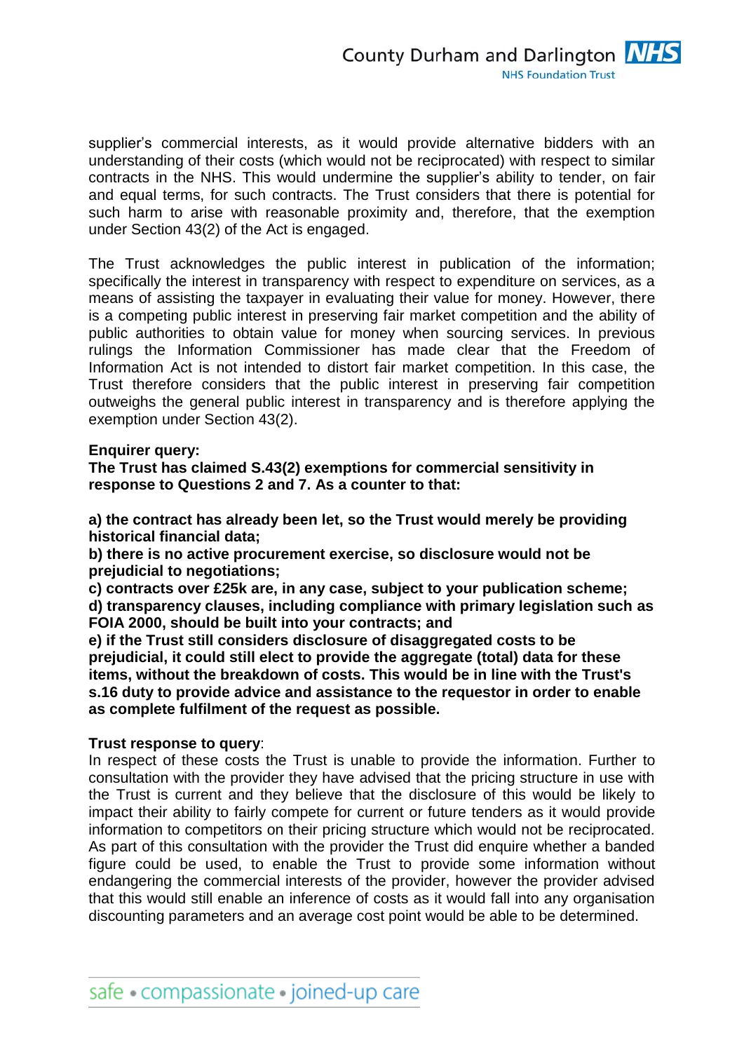supplier's commercial interests, as it would provide alternative bidders with an understanding of their costs (which would not be reciprocated) with respect to similar contracts in the NHS. This would undermine the supplier's ability to tender, on fair and equal terms, for such contracts. The Trust considers that there is potential for such harm to arise with reasonable proximity and, therefore, that the exemption under Section 43(2) of the Act is engaged.

The Trust acknowledges the public interest in publication of the information; specifically the interest in transparency with respect to expenditure on services, as a means of assisting the taxpayer in evaluating their value for money. However, there is a competing public interest in preserving fair market competition and the ability of public authorities to obtain value for money when sourcing services. In previous rulings the Information Commissioner has made clear that the Freedom of Information Act is not intended to distort fair market competition. In this case, the Trust therefore considers that the public interest in preserving fair competition outweighs the general public interest in transparency and is therefore applying the exemption under Section 43(2).

**Enquirer query:**
**The Trust has claimed S.43(2) exemptions for commercial sensitivity in response to Questions 2 and 7. As a counter to that:**

**a) the contract has already been let, so the Trust would merely be providing historical financial data;**
**b) there is no active procurement exercise, so disclosure would not be prejudicial to negotiations;**
**c) contracts over £25k are, in any case, subject to your publication scheme;**
**d) transparency clauses, including compliance with primary legislation such as FOIA 2000, should be built into your contracts; and**
**e) if the Trust still considers disclosure of disaggregated costs to be prejudicial, it could still elect to provide the aggregate (total) data for these items, without the breakdown of costs. This would be in line with the Trust's s.16 duty to provide advice and assistance to the requestor in order to enable as complete fulfilment of the request as possible.**

**Trust response to query**:
In respect of these costs the Trust is unable to provide the information. Further to consultation with the provider they have advised that the pricing structure in use with the Trust is current and they believe that the disclosure of this would be likely to impact their ability to fairly compete for current or future tenders as it would provide information to competitors on their pricing structure which would not be reciprocated. As part of this consultation with the provider the Trust did enquire whether a banded figure could be used, to enable the Trust to provide some information without endangering the commercial interests of the provider, however the provider advised that this would still enable an inference of costs as it would fall into any organisation discounting parameters and an average cost point would be able to be determined.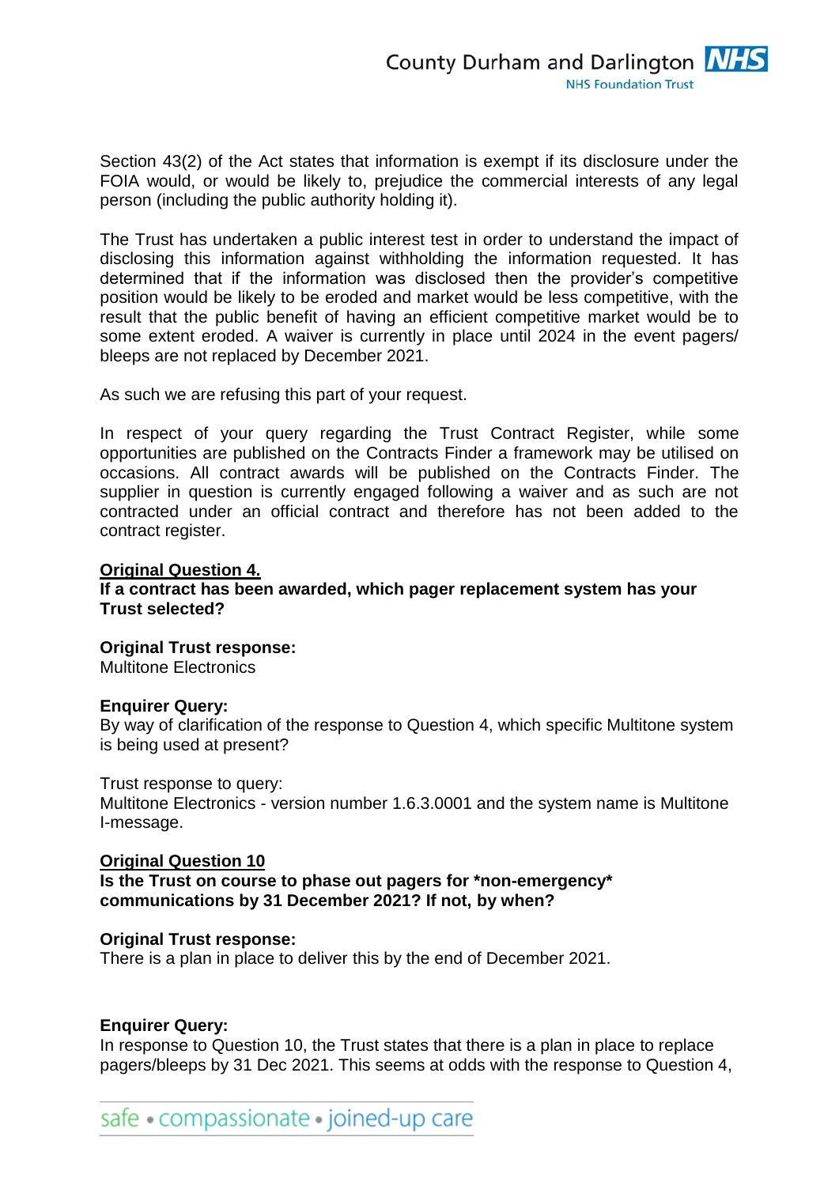Section 43(2) of the Act states that information is exempt if its disclosure under the FOIA would, or would be likely to, prejudice the commercial interests of any legal person (including the public authority holding it).

The Trust has undertaken a public interest test in order to understand the impact of disclosing this information against withholding the information requested. It has determined that if the information was disclosed then the provider's competitive position would be likely to be eroded and market would be less competitive, with the result that the public benefit of having an efficient competitive market would be to some extent eroded. A waiver is currently in place until 2024 in the event pagers/ bleeps are not replaced by December 2021.

As such we are refusing this part of your request.

In respect of your query regarding the Trust Contract Register, while some opportunities are published on the Contracts Finder a framework may be utilised on occasions. All contract awards will be published on the Contracts Finder. The supplier in question is currently engaged following a waiver and as such are not contracted under an official contract and therefore has not been added to the contract register.

**<u>Original Question 4.</u>**

**If a contract has been awarded, which pager replacement system has your Trust selected?**

**Original Trust response:**

Multitone Electronics

**Enquirer Query:**

By way of clarification of the response to Question 4, which specific Multitone system is being used at present?

Trust response to query:

Multitone Electronics - version number 1.6.3.0001 and the system name is Multitone I-message.

**<u>Original Question 10</u>**

**Is the Trust on course to phase out pagers for *non-emergency* communications by 31 December 2021? If not, by when?**

**Original Trust response:**

There is a plan in place to deliver this by the end of December 2021.

**Enquirer Query:**

In response to Question 10, the Trust states that there is a plan in place to replace pagers/bleeps by 31 Dec 2021. This seems at odds with the response to Question 4,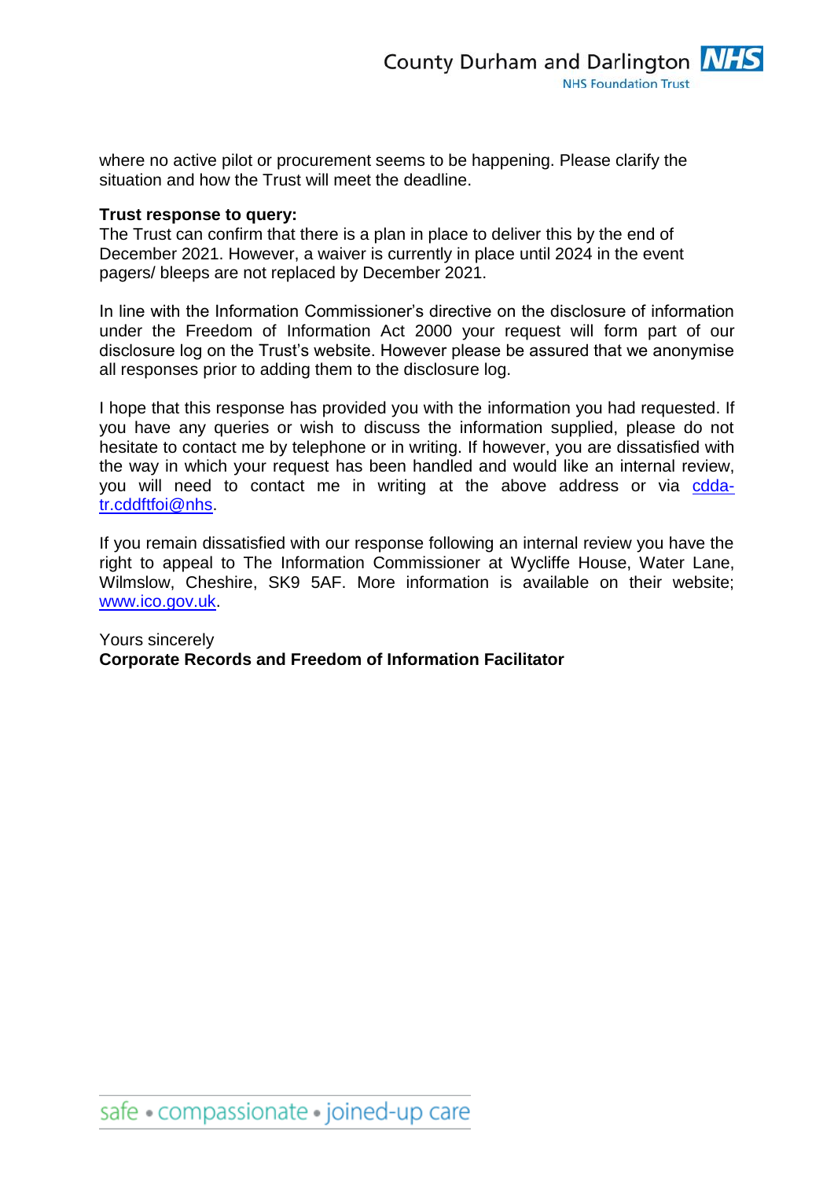where no active pilot or procurement seems to be happening. Please clarify the situation and how the Trust will meet the deadline.

**Trust response to query:**
The Trust can confirm that there is a plan in place to deliver this by the end of December 2021. However, a waiver is currently in place until 2024 in the event pagers/ bleeps are not replaced by December 2021.

In line with the Information Commissioner's directive on the disclosure of information under the Freedom of Information Act 2000 your request will form part of our disclosure log on the Trust's website. However please be assured that we anonymise all responses prior to adding them to the disclosure log.

I hope that this response has provided you with the information you had requested. If you have any queries or wish to discuss the information supplied, please do not hesitate to contact me by telephone or in writing. If however, you are dissatisfied with the way in which your request has been handled and would like an internal review, you will need to contact me in writing at the above address or via cdda-tr.cddftfoi@nhs.

If you remain dissatisfied with our response following an internal review you have the right to appeal to The Information Commissioner at Wycliffe House, Water Lane, Wilmslow, Cheshire, SK9 5AF. More information is available on their website; www.ico.gov.uk.

Yours sincerely
**Corporate Records and Freedom of Information Facilitator**